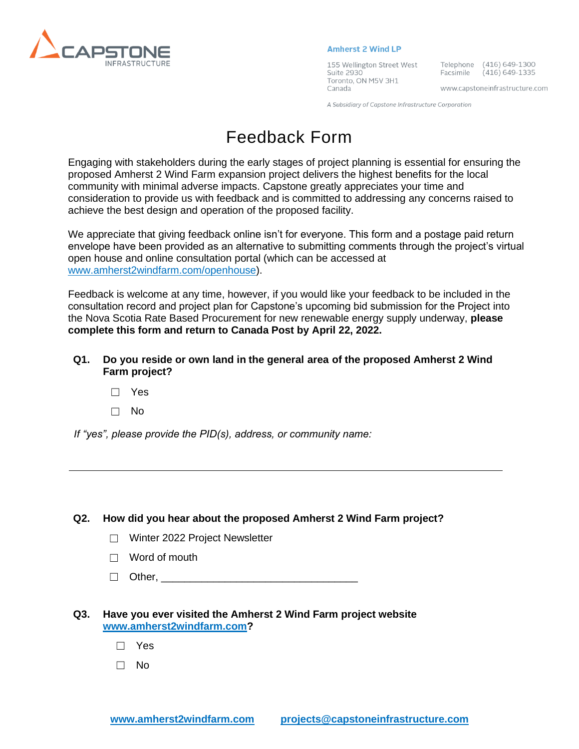CAPSTONE INFRASTRUCTURE

**Amherst 2 Wind LP**

155 Wellington Street West
Suite 2930
Toronto, ON M5V 3H1
Canada

Telephone (416) 649-1300
Facsimile (416) 649-1335

www.capstoneinfrastructure.com

*A Subsidiary of Capstone Infrastructure Corporation*

# Feedback Form

Engaging with stakeholders during the early stages of project planning is essential for ensuring the proposed Amherst 2 Wind Farm expansion project delivers the highest benefits for the local community with minimal adverse impacts. Capstone greatly appreciates your time and consideration to provide us with feedback and is committed to addressing any concerns raised to achieve the best design and operation of the proposed facility.

We appreciate that giving feedback online isn't for everyone. This form and a postage paid return envelope have been provided as an alternative to submitting comments through the project's virtual open house and online consultation portal (which can be accessed at [www.amherst2windfarm.com/openhouse](http://www.amherst2windfarm.com/openhouse)).

Feedback is welcome at any time, however, if you would like your feedback to be included in the consultation record and project plan for Capstone's upcoming bid submission for the Project into the Nova Scotia Rate Based Procurement for new renewable energy supply underway, **please complete this form and return to Canada Post by April 22, 2022.**

**Q1. Do you reside or own land in the general area of the proposed Amherst 2 Wind Farm project?**

☐ Yes

☐ No

*If "yes", please provide the PID(s), address, or community name:*

______________________________________________________________

**Q2. How did you hear about the proposed Amherst 2 Wind Farm project?**

☐ Winter 2022 Project Newsletter

☐ Word of mouth

☐ Other, ________________________________

**Q3. Have you ever visited the Amherst 2 Wind Farm project website [www.amherst2windfarm.com](http://www.amherst2windfarm.com)?**

☐ Yes

☐ No

[www.amherst2windfarm.com](http://www.amherst2windfarm.com) [projects@capstoneinfrastructure.com](mailto:projects@capstoneinfrastructure.com)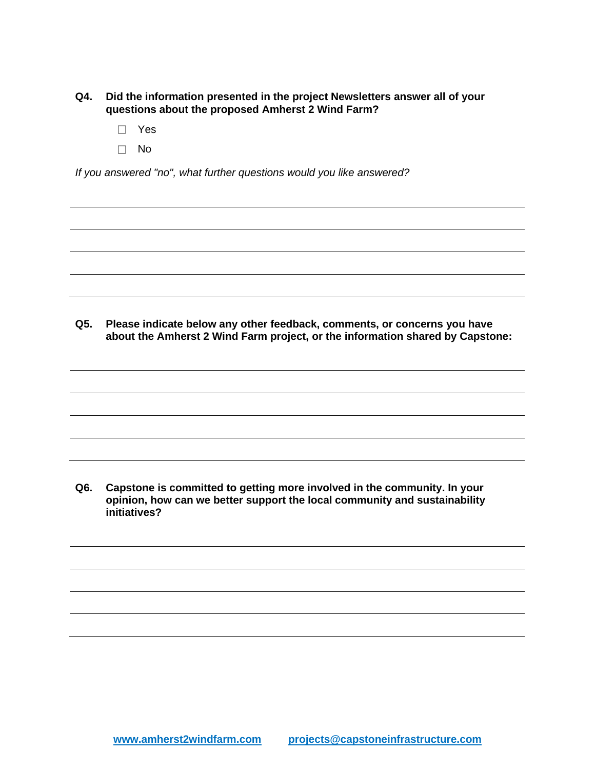**Q4. Did the information presented in the project Newsletters answer all of your questions about the proposed Amherst 2 Wind Farm?**

- ☐ Yes
- ☐ No

*If you answered "no", what further questions would you like answered?*

______________________________________________________________________

______________________________________________________________________

______________________________________________________________________

______________________________________________________________________

______________________________________________________________________

**Q5. Please indicate below any other feedback, comments, or concerns you have about the Amherst 2 Wind Farm project, or the information shared by Capstone:**

______________________________________________________________________

______________________________________________________________________

______________________________________________________________________

______________________________________________________________________

______________________________________________________________________

**Q6. Capstone is committed to getting more involved in the community. In your opinion, how can we better support the local community and sustainability initiatives?**

______________________________________________________________________

______________________________________________________________________

______________________________________________________________________

______________________________________________________________________

______________________________________________________________________

[www.amherst2windfarm.com](http://www.amherst2windfarm.com) [projects@capstoneinfrastructure.com](mailto:projects@capstoneinfrastructure.com)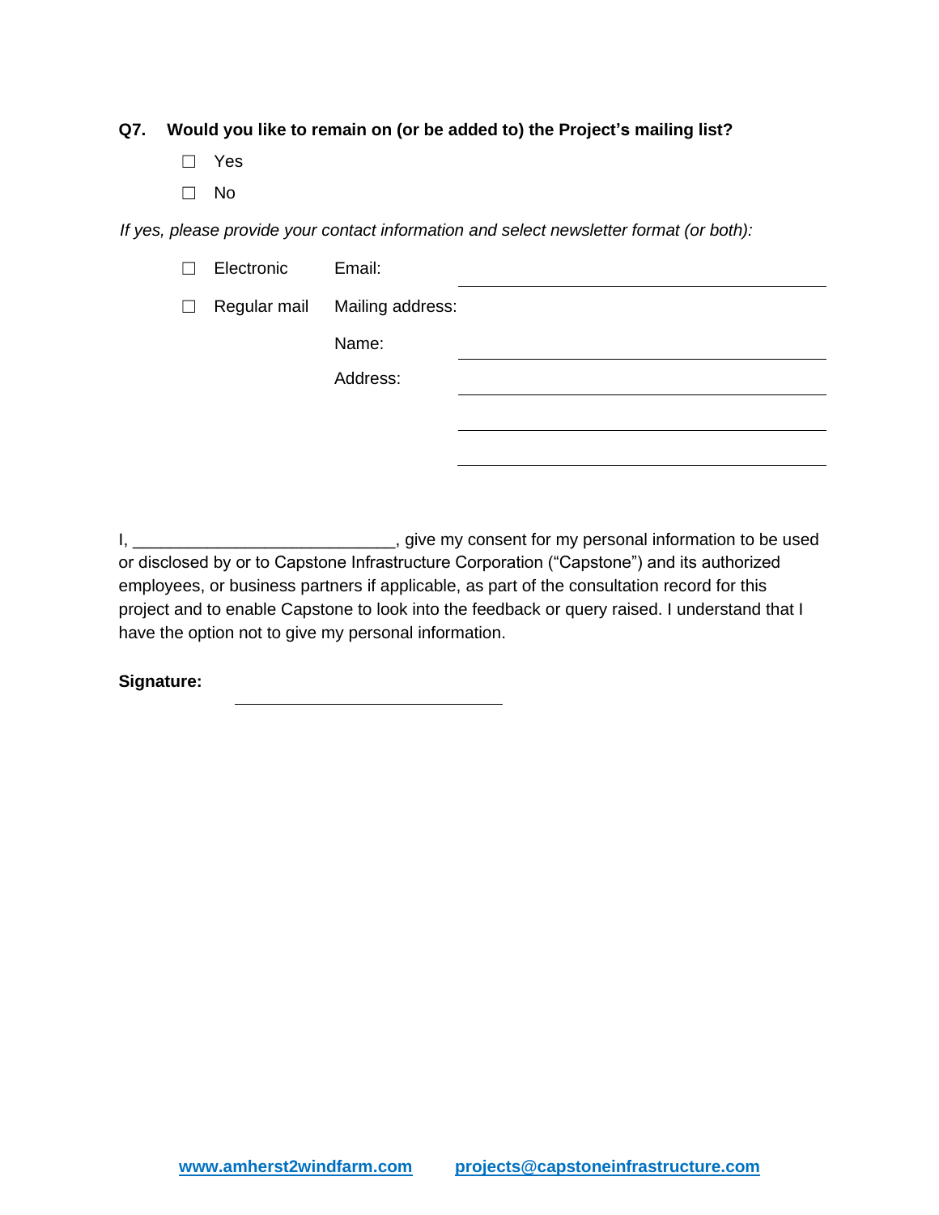**Q7. Would you like to remain on (or be added to) the Project's mailing list?**

☐ Yes

☐ No

*If yes, please provide your contact information and select newsletter format (or both):*

☐ Electronic Email: ______________________________

☐ Regular mail Mailing address:

Name: ______________________________

Address: ______________________________

______________________________

______________________________

I, ____________________________, give my consent for my personal information to be used or disclosed by or to Capstone Infrastructure Corporation ("Capstone") and its authorized employees, or business partners if applicable, as part of the consultation record for this project and to enable Capstone to look into the feedback or query raised. I understand that I have the option not to give my personal information.

**Signature:** ______________________________

**www.amherst2windfarm.com** **projects@capstoneinfrastructure.com**